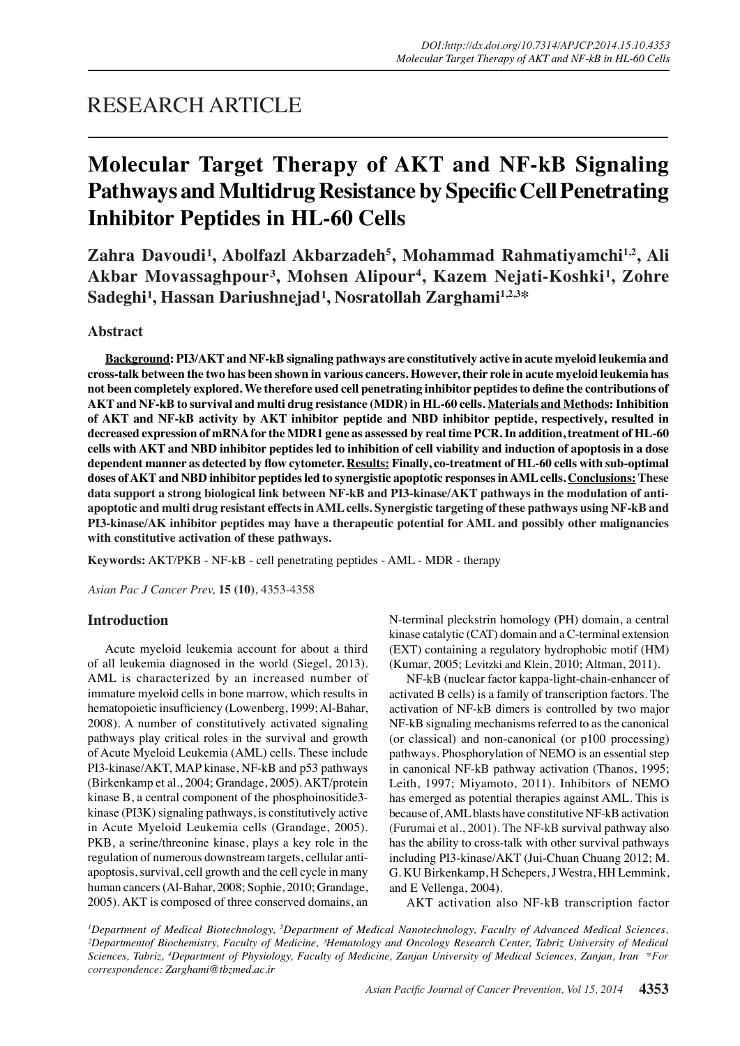# RESEARCH ARTICLE

# Molecular Target Therapy of AKT and NF-kB Signaling Pathways and Multidrug Resistance by Specific Cell Penetrating Inhibitor Peptides in HL-60 Cells

**Zahra Davoudi[1], Abolfazl Akbarzadeh[5], Mohammad Rahmatiyamchi[1,2], Ali Akbar Movassaghpour[3], Mohsen Alipour[4], Kazem Nejati-Koshki[1], Zohre Sadeghi[1], Hassan Dariushnejad[1], Nosratollah Zarghami[1,2,3]***

## Abstract

**<u>Background</u>: PI3/AKT and NF-kB signaling pathways are constitutively active in acute myeloid leukemia and cross-talk between the two has been shown in various cancers. However, their role in acute myeloid leukemia has not been completely explored. We therefore used cell penetrating inhibitor peptides to define the contributions of AKT and NF-kB to survival and multi drug resistance (MDR) in HL-60 cells. <u>Materials and Methods</u>: Inhibition of AKT and NF-kB activity by AKT inhibitor peptide and NBD inhibitor peptide, respectively, resulted in decreased expression of mRNA for the MDR1 gene as assessed by real time PCR. In addition, treatment of HL-60 cells with AKT and NBD inhibitor peptides led to inhibition of cell viability and induction of apoptosis in a dose dependent manner as detected by flow cytometer. <u>Results:</u> Finally, co-treatment of HL-60 cells with sub-optimal doses of AKT and NBD inhibitor peptides led to synergistic apoptotic responses in AML cells. <u>Conclusions:</u> These data support a strong biological link between NF-kB and PI3-kinase/AKT pathways in the modulation of anti-apoptotic and multi drug resistant effects in AML cells. Synergistic targeting of these pathways using NF-kB and PI3-kinase/AK inhibitor peptides may have a therapeutic potential for AML and possibly other malignancies with constitutive activation of these pathways.**

**Keywords:** AKT/PKB - NF-kB - cell penetrating peptides - AML - MDR - therapy

*Asian Pac J Cancer Prev,* **15 (10)**, 4353-4358

## Introduction

Acute myeloid leukemia account for about a third of all leukemia diagnosed in the world (Siegel, 2013). AML is characterized by an increased number of immature myeloid cells in bone marrow, which results in hematopoietic insufficiency (Lowenberg, 1999; Al-Bahar, 2008). A number of constitutively activated signaling pathways play critical roles in the survival and growth of Acute Myeloid Leukemia (AML) cells. These include PI3-kinase/AKT, MAP kinase, NF-kB and p53 pathways (Birkenkamp et al., 2004; Grandage, 2005). AKT/protein kinase B, a central component of the phosphoinositide3-kinase (PI3K) signaling pathways, is constitutively active in Acute Myeloid Leukemia cells (Grandage, 2005). PKB, a serine/threonine kinase, plays a key role in the regulation of numerous downstream targets, cellular anti-apoptosis, survival, cell growth and the cell cycle in many human cancers (Al-Bahar, 2008; Sophie, 2010; Grandage, 2005). AKT is composed of three conserved domains, an N-terminal pleckstrin homology (PH) domain, a central kinase catalytic (CAT) domain and a C-terminal extension (EXT) containing a regulatory hydrophobic motif (HM) (Kumar, 2005; Levitzki and Klein, 2010; Altman, 2011).

NF-kB (nuclear factor kappa-light-chain-enhancer of activated B cells) is a family of transcription factors. The activation of NF-kB dimers is controlled by two major NF-kB signaling mechanisms referred to as the canonical (or classical) and non-canonical (or p100 processing) pathways. Phosphorylation of NEMO is an essential step in canonical NF-kB pathway activation (Thanos, 1995; Leith, 1997; Miyamoto, 2011). Inhibitors of NEMO has emerged as potential therapies against AML. This is because of, AML blasts have constitutive NF-kB activation (Furumai et al., 2001). The NF-kB survival pathway also has the ability to cross-talk with other survival pathways including PI3-kinase/AKT (Jui-Chuan Chuang 2012; M. G. KU Birkenkamp, H Schepers, J Westra, HH Lemmink, and E Vellenga, 2004).

AKT activation also NF-kB transcription factor

*[1]Department of Medical Biotechnology, [5]Department of Medical Nanotechnology, Faculty of Advanced Medical Sciences, [2]Departmentof Biochemistry, Faculty of Medicine, [3]Hematology and Oncology Research Center, Tabriz University of Medical Sciences, Tabriz, [4]Department of Physiology, Faculty of Medicine, Zanjan University of Medical Sciences, Zanjan, Iran \*For correspondence: Zarghami@tbzmed.ac.ir*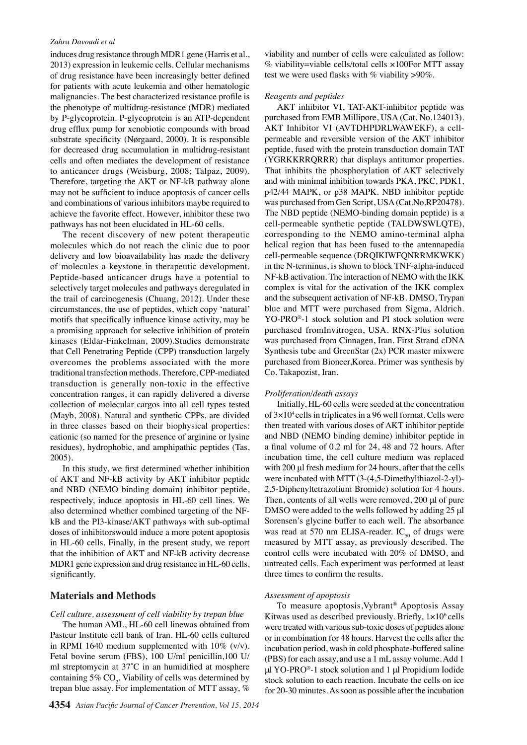induces drug resistance through MDR1 gene (Harris et al., 2013) expression in leukemic cells. Cellular mechanisms of drug resistance have been increasingly better defined for patients with acute leukemia and other hematologic malignancies. The best characterized resistance profile is the phenotype of multidrug-resistance (MDR) mediated by P-glycoprotein. P-glycoprotein is an ATP-dependent drug efflux pump for xenobiotic compounds with broad substrate specificity (Nørgaard, 2000). It is responsible for decreased drug accumulation in multidrug-resistant cells and often mediates the development of resistance to anticancer drugs (Weisburg, 2008; Talpaz, 2009). Therefore, targeting the AKT or NF-kB pathway alone may not be sufficient to induce apoptosis of cancer cells and combinations of various inhibitors maybe required to achieve the favorite effect. However, inhibitor these two pathways has not been elucidated in HL-60 cells.

The recent discovery of new potent therapeutic molecules which do not reach the clinic due to poor delivery and low bioavailability has made the delivery of molecules a keystone in therapeutic development. Peptide-based anticancer drugs have a potential to selectively target molecules and pathways deregulated in the trail of carcinogenesis (Chuang, 2012). Under these circumstances, the use of peptides, which copy 'natural' motifs that specifically influence kinase activity, may be a promising approach for selective inhibition of protein kinases (Eldar-Finkelman, 2009).Studies demonstrate that Cell Penetrating Peptide (CPP) transduction largely overcomes the problems associated with the more traditional transfection methods. Therefore, CPP-mediated transduction is generally non-toxic in the effective concentration ranges, it can rapidly delivered a diverse collection of molecular cargos into all cell types tested (Mayb, 2008). Natural and synthetic CPPs, are divided in three classes based on their biophysical properties: cationic (so named for the presence of arginine or lysine residues), hydrophobic, and amphipathic peptides (Tas, 2005).

In this study, we first determined whether inhibition of AKT and NF-kB activity by AKT inhibitor peptide and NBD (NEMO binding domain) inhibitor peptide, respectively, induce apoptosis in HL-60 cell lines. We also determined whether combined targeting of the NF-kB and the PI3-kinase/AKT pathways with sub-optimal doses of inhibitorswould induce a more potent apoptosis in HL-60 cells. Finally, in the present study, we report that the inhibition of AKT and NF-kB activity decrease MDR1 gene expression and drug resistance in HL-60 cells, significantly.

## Materials and Methods

*Cell culture, assessment of cell viability by trepan blue*

The human AML, HL-60 cell linewas obtained from Pasteur Institute cell bank of Iran. HL-60 cells cultured in RPMI 1640 medium supplemented with 10% (v/v). Fetal bovine serum (FBS), 100 U/ml penicillin,100 U/ml streptomycin at 37˚C in an humidified at mosphere containing 5% $CO_2$. Viability of cells was determined by trepan blue assay. For implementation of MTT assay, % viability and number of cells were calculated as follow: % viability=viable cells/total cells ×100For MTT assay test we were used flasks with % viability >90%.

*Reagents and peptides*

AKT inhibitor VI, TAT-AKT-inhibitor peptide was purchased from EMB Millipore, USA (Cat. No.124013). AKT Inhibitor VI (AVTDHPDRLWAWEKF), a cell-permeable and reversible version of the AKT inhibitor peptide, fused with the protein transduction domain TAT (YGRKKRRQRRR) that displays antitumor properties. That inhibits the phosphorylation of AKT selectively and with minimal inhibition towards PKA, PKC, PDK1, p42/44 MAPK, or p38 MAPK. NBD inhibitor peptide was purchased from Gen Script, USA (Cat.No.RP20478). The NBD peptide (NEMO-binding domain peptide) is a cell-permeable synthetic peptide (TALDWSWLQTE), corresponding to the NEMO amino-terminal alpha helical region that has been fused to the antennapedia cell-permeable sequence (DRQIKIWFQNRRMKWKK) in the N-terminus, is shown to block TNF-alpha-induced NF-kB activation. The interaction of NEMO with the IKK complex is vital for the activation of the IKK complex and the subsequent activation of NF-kB. DMSO, Trypan blue and MTT were purchased from Sigma, Aldrich. YO-PRO®-1 stock solution and PI stock solution were purchased fromInvitrogen, USA. RNX-Plus solution was purchased from Cinnagen, Iran. First Strand cDNA Synthesis tube and GreenStar (2x) PCR master mixwere purchased from Bioneer,Korea. Primer was synthesis by Co. Takapozist, Iran.

*Proliferation/death assays*

Initially, HL-60 cells were seeded at the concentration of $3\times10^4$ cells in triplicates in a 96 well format. Cells were then treated with various doses of AKT inhibitor peptide and NBD (NEMO binding demine) inhibitor peptide in a final volume of 0.2 ml for 24, 48 and 72 hours. After incubation time, the cell culture medium was replaced with 200 μl fresh medium for 24 hours, after that the cells were incubated with MTT (3-(4,5-Dimethylthiazol-2-yl)-2,5-Diphenyltetrazolium Bromide) solution for 4 hours. Then, contents of all wells were removed, 200 μl of pure DMSO were added to the wells followed by adding 25 μl Sorensen's glycine buffer to each well. The absorbance was read at 570 nm ELISA-reader. $IC_{50}$ of drugs were measured by MTT assay, as previously described. The control cells were incubated with 20% of DMSO, and untreated cells. Each experiment was performed at least three times to confirm the results.

*Assessment of apoptosis*

To measure apoptosis,Vybrant® Apoptosis Assay Kitwas used as described previously. Briefly, $1\times10^6$ cells were treated with various sub-toxic doses of peptides alone or in combination for 48 hours. Harvest the cells after the incubation period, wash in cold phosphate-buffered saline (PBS) for each assay, and use a 1 mL assay volume. Add 1 μl YO-PRO®-1 stock solution and 1 μl Propidium Iodide stock solution to each reaction. Incubate the cells on ice for 20-30 minutes. As soon as possible after the incubation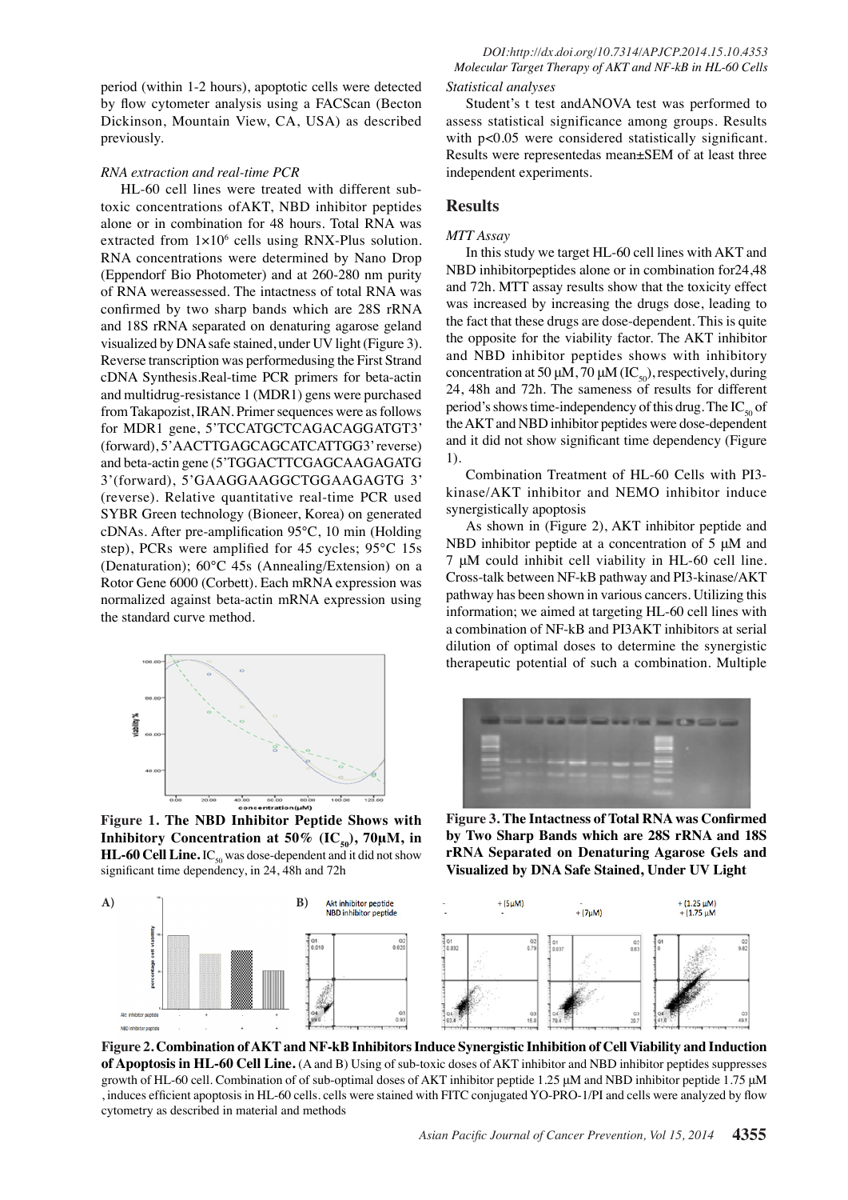period (within 1-2 hours), apoptotic cells were detected by flow cytometer analysis using a FACScan (Becton Dickinson, Mountain View, CA, USA) as described previously.

*RNA extraction and real-time PCR*

HL-60 cell lines were treated with different sub-toxic concentrations ofAKT, NBD inhibitor peptides alone or in combination for 48 hours. Total RNA was extracted from $1\times10^6$ cells using RNX-Plus solution. RNA concentrations were determined by Nano Drop (Eppendorf Bio Photometer) and at 260-280 nm purity of RNA wereassessed. The intactness of total RNA was confirmed by two sharp bands which are 28S rRNA and 18S rRNA separated on denaturing agarose geland visualized by DNA safe stained, under UV light (Figure 3). Reverse transcription was performedusing the First Strand cDNA Synthesis.Real-time PCR primers for beta-actin and multidrug-resistance 1 (MDR1) gens were purchased from Takapozist, IRAN. Primer sequences were as follows for MDR1 gene, 5'TCCATGCTCAGACAGGATGT3' (forward), 5'AACTTGAGCAGCATCATTGG3' reverse) and beta-actin gene (5'TGGACTTCGAGCAAGAGATG 3'(forward), 5'GAAGGAAGGCTGGAAGAGTG 3' (reverse). Relative quantitative real-time PCR used SYBR Green technology (Bioneer, Korea) on generated cDNAs. After pre-amplification 95°C, 10 min (Holding step), PCRs were amplified for 45 cycles; 95°C 15s (Denaturation); 60°C 45s (Annealing/Extension) on a Rotor Gene 6000 (Corbett). Each mRNA expression was normalized against beta-actin mRNA expression using the standard curve method.

**Figure 1. The NBD Inhibitor Peptide Shows with Inhibitory Concentration at 50% ($IC_{50}$), 70μM, in HL-60 Cell Line.** $IC_{50}$ was dose-dependent and it did not show significant time dependency, in 24, 48h and 72h

*Statistical analyses*

Student's t test andANOVA test was performed to assess statistical significance among groups. Results with $p<0.05$ were considered statistically significant. Results were representedas mean±SEM of at least three independent experiments.

## Results

*MTT Assay*

In this study we target HL-60 cell lines with AKT and NBD inhibitorpeptides alone or in combination for24,48 and 72h. MTT assay results show that the toxicity effect was increased by increasing the drugs dose, leading to the fact that these drugs are dose-dependent. This is quite the opposite for the viability factor. The AKT inhibitor and NBD inhibitor peptides shows with inhibitory concentration at 50 μM, 70 μM ($IC_{50}$), respectively, during 24, 48h and 72h. The sameness of results for different period's shows time-independency of this drug. The $IC_{50}$ of the AKT and NBD inhibitor peptides were dose-dependent and it did not show significant time dependency (Figure 1).

Combination Treatment of HL-60 Cells with PI3-kinase/AKT inhibitor and NEMO inhibitor induce synergistically apoptosis

As shown in (Figure 2), AKT inhibitor peptide and NBD inhibitor peptide at a concentration of 5 μM and 7 μM could inhibit cell viability in HL-60 cell line. Cross-talk between NF-kB pathway and PI3-kinase/AKT pathway has been shown in various cancers. Utilizing this information; we aimed at targeting HL-60 cell lines with a combination of NF-kB and PI3AKT inhibitors at serial dilution of optimal doses to determine the synergistic therapeutic potential of such a combination. Multiple

**Figure 3. The Intactness of Total RNA was Confirmed by Two Sharp Bands which are 28S rRNA and 18S rRNA Separated on Denaturing Agarose Gels and Visualized by DNA Safe Stained, Under UV Light**

**Figure 2. Combination of AKT and NF-kB Inhibitors Induce Synergistic Inhibition of Cell Viability and Induction of Apoptosis in HL-60 Cell Line.** (A and B) Using of sub-toxic doses of AKT inhibitor and NBD inhibitor peptides suppresses growth of HL-60 cell. Combination of of sub-optimal doses of AKT inhibitor peptide 1.25 μM and NBD inhibitor peptide 1.75 μM , induces efficient apoptosis in HL-60 cells. cells were stained with FITC conjugated YO-PRO-1/PI and cells were analyzed by flow cytometry as described in material and methods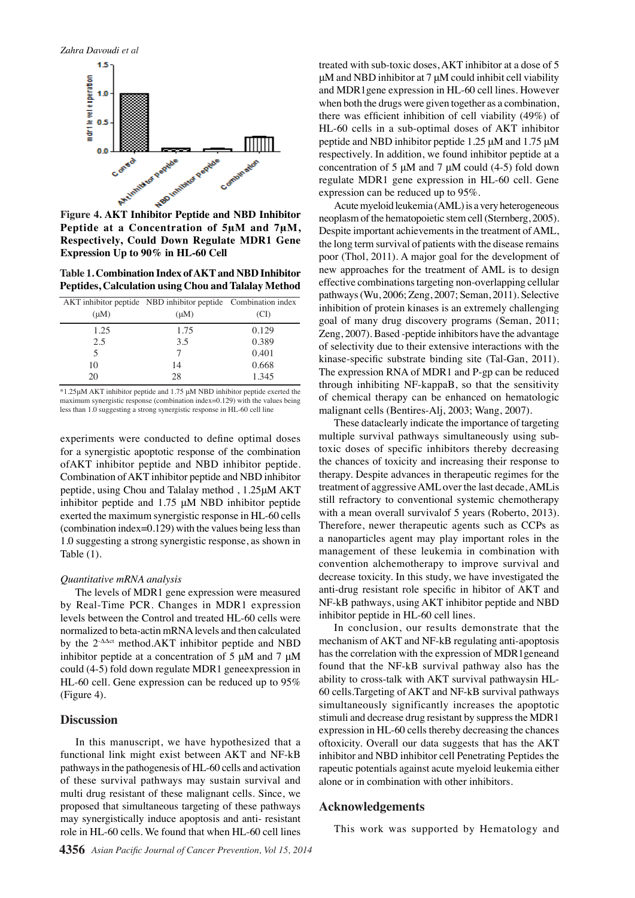**Figure 4. AKT Inhibitor Peptide and NBD Inhibitor Peptide at a Concentration of 5µM and 7µM, Respectively, Could Down Regulate MDR1 Gene Expression Up to 90% in HL-60 Cell**

**Table 1. Combination Index of AKT and NBD Inhibitor Peptides, Calculation using Chou and Talalay Method**

| AKT inhibitor peptide (µM) | NBD inhibitor peptide (µM) | Combination index (CI) |
|---|---|---|
| 1.25 | 1.75 | 0.129 |
| 2.5 | 3.5 | 0.389 |
| 5 | 7 | 0.401 |
| 10 | 14 | 0.668 |
| 20 | 28 | 1.345 |

*1.25µM AKT inhibitor peptide and 1.75 µM NBD inhibitor peptide exerted the maximum synergistic response (combination index=0.129) with the values being less than 1.0 suggesting a strong synergistic response in HL-60 cell line

experiments were conducted to define optimal doses for a synergistic apoptotic response of the combination ofAKT inhibitor peptide and NBD inhibitor peptide. Combination of AKT inhibitor peptide and NBD inhibitor peptide, using Chou and Talalay method , 1.25µM AKT inhibitor peptide and 1.75 µM NBD inhibitor peptide exerted the maximum synergistic response in HL-60 cells (combination index=0.129) with the values being less than 1.0 suggesting a strong synergistic response, as shown in Table (1).

*Quantitative mRNA analysis*

The levels of MDR1 gene expression were measured by Real-Time PCR. Changes in MDR1 expression levels between the Control and treated HL-60 cells were normalized to beta-actin mRNA levels and then calculated by the $2^{-\Delta\Delta ct}$ method.AKT inhibitor peptide and NBD inhibitor peptide at a concentration of 5 µM and 7 µM could (4-5) fold down regulate MDR1 geneexpression in HL-60 cell. Gene expression can be reduced up to 95% (Figure 4).

## Discussion

In this manuscript, we have hypothesized that a functional link might exist between AKT and NF-kB pathways in the pathogenesis of HL-60 cells and activation of these survival pathways may sustain survival and multi drug resistant of these malignant cells. Since, we proposed that simultaneous targeting of these pathways may synergistically induce apoptosis and anti- resistant role in HL-60 cells. We found that when HL-60 cell lines treated with sub-toxic doses, AKT inhibitor at a dose of 5 µM and NBD inhibitor at 7 µM could inhibit cell viability and MDR1gene expression in HL-60 cell lines. However when both the drugs were given together as a combination, there was efficient inhibition of cell viability (49%) of HL-60 cells in a sub-optimal doses of AKT inhibitor peptide and NBD inhibitor peptide 1.25 µM and 1.75 µM respectively. In addition, we found inhibitor peptide at a concentration of 5 µM and 7 µM could (4-5) fold down regulate MDR1 gene expression in HL-60 cell. Gene expression can be reduced up to 95%.

Acute myeloid leukemia (AML) is a very heterogeneous neoplasm of the hematopoietic stem cell (Sternberg, 2005). Despite important achievements in the treatment of AML, the long term survival of patients with the disease remains poor (Thol, 2011). A major goal for the development of new approaches for the treatment of AML is to design effective combinations targeting non-overlapping cellular pathways (Wu, 2006; Zeng, 2007; Seman, 2011). Selective inhibition of protein kinases is an extremely challenging goal of many drug discovery programs (Seman, 2011; Zeng, 2007). Based -peptide inhibitors have the advantage of selectivity due to their extensive interactions with the kinase-specific substrate binding site (Tal-Gan, 2011). The expression RNA of MDR1 and P-gp can be reduced through inhibiting NF-kappaB, so that the sensitivity of chemical therapy can be enhanced on hematologic malignant cells (Bentires-Alj, 2003; Wang, 2007).

These dataclearly indicate the importance of targeting multiple survival pathways simultaneously using sub-toxic doses of specific inhibitors thereby decreasing the chances of toxicity and increasing their response to therapy. Despite advances in therapeutic regimes for the treatment of aggressive AML over the last decade, AMLis still refractory to conventional systemic chemotherapy with a mean overall survivalof 5 years (Roberto, 2013). Therefore, newer therapeutic agents such as CCPs as a nanoparticles agent may play important roles in the management of these leukemia in combination with convention alchemotherapy to improve survival and decrease toxicity. In this study, we have investigated the anti-drug resistant role specific in hibitor of AKT and NF-kB pathways, using AKT inhibitor peptide and NBD inhibitor peptide in HL-60 cell lines.

In conclusion, our results demonstrate that the mechanism of AKT and NF-kB regulating anti-apoptosis has the correlation with the expression of MDR1geneand found that the NF-kB survival pathway also has the ability to cross-talk with AKT survival pathwaysin HL-60 cells.Targeting of AKT and NF-kB survival pathways simultaneously significantly increases the apoptotic stimuli and decrease drug resistant by suppress the MDR1 expression in HL-60 cells thereby decreasing the chances oftoxicity. Overall our data suggests that has the AKT inhibitor and NBD inhibitor cell Penetrating Peptides the rapeutic potentials against acute myeloid leukemia either alone or in combination with other inhibitors.

## Acknowledgements

This work was supported by Hematology and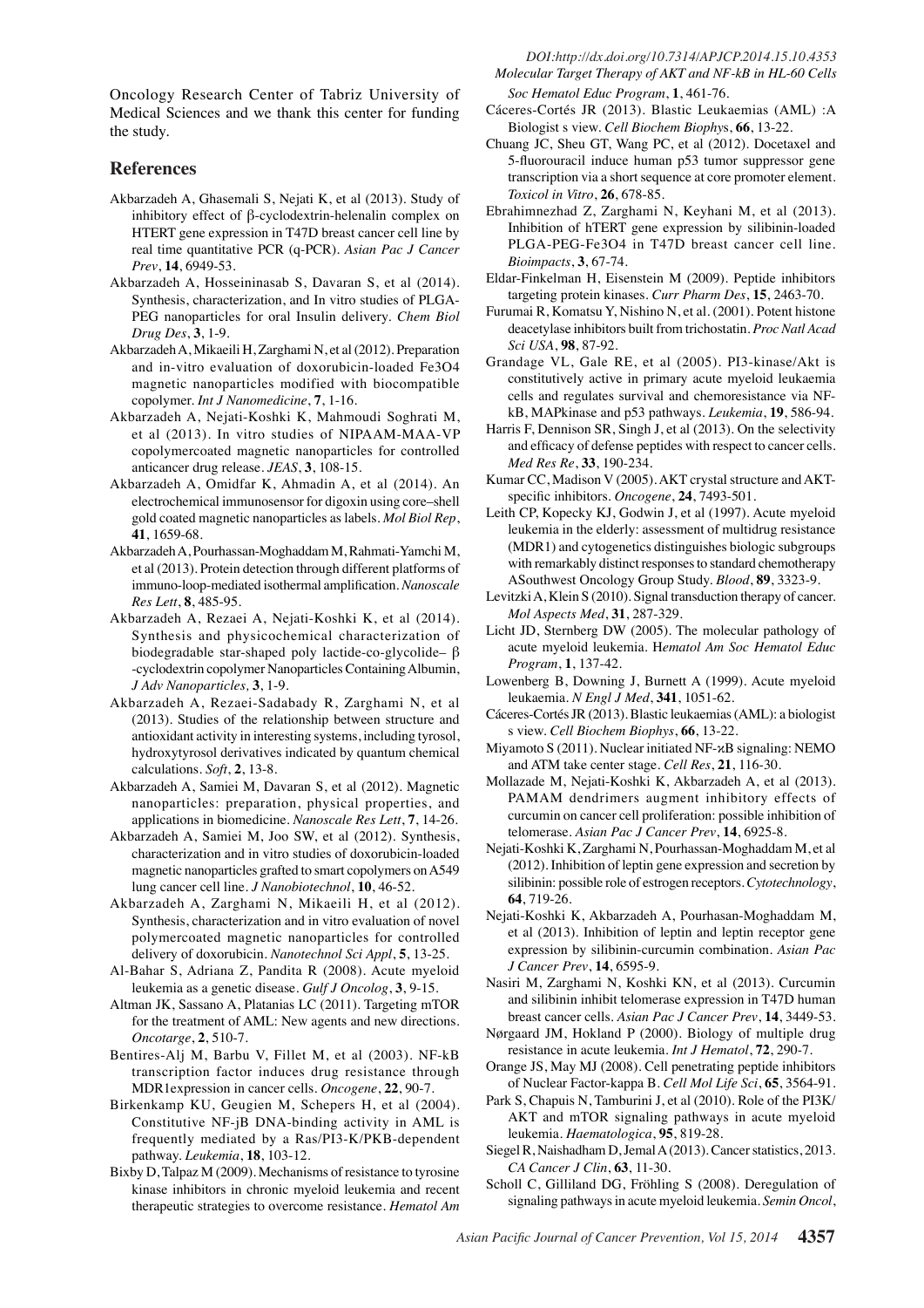Oncology Research Center of Tabriz University of Medical Sciences and we thank this center for funding the study.

## References

Akbarzadeh A, Ghasemali S, Nejati K, et al (2013). Study of inhibitory effect of β-cyclodextrin-helenalin complex on HTERT gene expression in T47D breast cancer cell line by real time quantitative PCR (q-PCR). *Asian Pac J Cancer Prev*, **14**, 6949-53.

Akbarzadeh A, Hosseininasab S, Davaran S, et al (2014). Synthesis, characterization, and In vitro studies of PLGA-PEG nanoparticles for oral Insulin delivery. *Chem Biol Drug Des*, **3**, 1-9.

Akbarzadeh A, Mikaeili H, Zarghami N, et al (2012). Preparation and in-vitro evaluation of doxorubicin-loaded Fe3O4 magnetic nanoparticles modified with biocompatible copolymer. *Int J Nanomedicine*, **7**, 1-16.

Akbarzadeh A, Nejati-Koshki K, Mahmoudi Soghrati M, et al (2013). In vitro studies of NIPAAM-MAA-VP copolymercoated magnetic nanoparticles for controlled anticancer drug release. *JEAS*, **3**, 108-15.

Akbarzadeh A, Omidfar K, Ahmadin A, et al (2014). An electrochemical immunosensor for digoxin using core–shell gold coated magnetic nanoparticles as labels. *Mol Biol Rep*, **41**, 1659-68.

Akbarzadeh A, Pourhassan-Moghaddam M, Rahmati-Yamchi M, et al (2013). Protein detection through different platforms of immuno-loop-mediated isothermal amplification. *Nanoscale Res Lett*, **8**, 485-95.

Akbarzadeh A, Rezaei A, Nejati-Koshki K, et al (2014). Synthesis and physicochemical characterization of biodegradable star-shaped poly lactide-co-glycolide– β -cyclodextrin copolymer Nanoparticles Containing Albumin, *J Adv Nanoparticles,* **3**, 1-9.

Akbarzadeh A, Rezaei-Sadabady R, Zarghami N, et al (2013). Studies of the relationship between structure and antioxidant activity in interesting systems, including tyrosol, hydroxytyrosol derivatives indicated by quantum chemical calculations. *Soft*, **2**, 13-8.

Akbarzadeh A, Samiei M, Davaran S, et al (2012). Magnetic nanoparticles: preparation, physical properties, and applications in biomedicine. *Nanoscale Res Lett*, **7**, 14-26.

Akbarzadeh A, Samiei M, Joo SW, et al (2012). Synthesis, characterization and in vitro studies of doxorubicin-loaded magnetic nanoparticles grafted to smart copolymers on A549 lung cancer cell line. *J Nanobiotechnol*, **10**, 46-52.

Akbarzadeh A, Zarghami N, Mikaeili H, et al (2012). Synthesis, characterization and in vitro evaluation of novel polymercoated magnetic nanoparticles for controlled delivery of doxorubicin. *Nanotechnol Sci Appl*, **5**, 13-25.

Al-Bahar S, Adriana Z, Pandita R (2008). Acute myeloid leukemia as a genetic disease. *Gulf J Oncolog*, **3**, 9-15.

Altman JK, Sassano A, Platanias LC (2011). Targeting mTOR for the treatment of AML: New agents and new directions. *Oncotarge*, **2**, 510-7.

Bentires-Alj M, Barbu V, Fillet M, et al (2003). NF-kB transcription factor induces drug resistance through MDR1expression in cancer cells. *Oncogene*, **22**, 90-7.

Birkenkamp KU, Geugien M, Schepers H, et al (2004). Constitutive NF-jB DNA-binding activity in AML is frequently mediated by a Ras/PI3-K/PKB-dependent pathway. *Leukemia*, **18**, 103-12.

Bixby D, Talpaz M (2009). Mechanisms of resistance to tyrosine kinase inhibitors in chronic myeloid leukemia and recent therapeutic strategies to overcome resistance. *Hematol Am Soc Hematol Educ Program*, **1**, 461-76.

Cáceres-Cortés JR (2013). Blastic Leukaemias (AML) :A Biologist s view. *Cell Biochem Biophys*, **66**, 13-22.

Chuang JC, Sheu GT, Wang PC, et al (2012). Docetaxel and 5-fluorouracil induce human p53 tumor suppressor gene transcription via a short sequence at core promoter element. *Toxicol in Vitro*, **26**, 678-85.

Ebrahimnezhad Z, Zarghami N, Keyhani M, et al (2013). Inhibition of hTERT gene expression by silibinin-loaded PLGA-PEG-Fe3O4 in T47D breast cancer cell line. *Bioimpacts*, **3**, 67-74.

Eldar-Finkelman H, Eisenstein M (2009). Peptide inhibitors targeting protein kinases. *Curr Pharm Des*, **15**, 2463-70.

Furumai R, Komatsu Y, Nishino N, et al. (2001). Potent histone deacetylase inhibitors built from trichostatin. *Proc Natl Acad Sci USA*, **98**, 87-92.

Grandage VL, Gale RE, et al (2005). PI3-kinase/Akt is constitutively active in primary acute myeloid leukaemia cells and regulates survival and chemoresistance via NF-kB, MAPkinase and p53 pathways. *Leukemia*, **19**, 586-94.

Harris F, Dennison SR, Singh J, et al (2013). On the selectivity and efficacy of defense peptides with respect to cancer cells. *Med Res Re*, **33**, 190-234.

Kumar CC, Madison V (2005). AKT crystal structure and AKT-specific inhibitors. *Oncogene*, **24**, 7493-501.

Leith CP, Kopecky KJ, Godwin J, et al (1997). Acute myeloid leukemia in the elderly: assessment of multidrug resistance (MDR1) and cytogenetics distinguishes biologic subgroups with remarkably distinct responses to standard chemotherapy ASouthwest Oncology Group Study. *Blood*, **89**, 3323-9.

Levitzki A, Klein S (2010). Signal transduction therapy of cancer. *Mol Aspects Med*, **31**, 287-329.

Licht JD, Sternberg DW (2005). The molecular pathology of acute myeloid leukemia. H*ematol Am Soc Hematol Educ Program*, **1**, 137-42.

Lowenberg B, Downing J, Burnett A (1999). Acute myeloid leukaemia. *N Engl J Med*, **341**, 1051-62.

Cáceres-Cortés JR (2013). Blastic leukaemias (AML): a biologist s view. *Cell Biochem Biophys*, **66**, 13-22.

Miyamoto S (2011). Nuclear initiated NF-κB signaling: NEMO and ATM take center stage. *Cell Res*, **21**, 116-30.

Mollazade M, Nejati-Koshki K, Akbarzadeh A, et al (2013). PAMAM dendrimers augment inhibitory effects of curcumin on cancer cell proliferation: possible inhibition of telomerase. *Asian Pac J Cancer Prev*, **14**, 6925-8.

Nejati-Koshki K, Zarghami N, Pourhassan-Moghaddam M, et al (2012). Inhibition of leptin gene expression and secretion by silibinin: possible role of estrogen receptors. *Cytotechnology*, **64**, 719-26.

Nejati-Koshki K, Akbarzadeh A, Pourhasan-Moghaddam M, et al (2013). Inhibition of leptin and leptin receptor gene expression by silibinin-curcumin combination. *Asian Pac J Cancer Prev*, **14**, 6595-9.

Nasiri M, Zarghami N, Koshki KN, et al (2013). Curcumin and silibinin inhibit telomerase expression in T47D human breast cancer cells. *Asian Pac J Cancer Prev*, **14**, 3449-53.

Nørgaard JM, Hokland P (2000). Biology of multiple drug resistance in acute leukemia. *Int J Hematol*, **72**, 290-7.

Orange JS, May MJ (2008). Cell penetrating peptide inhibitors of Nuclear Factor-kappa B. *Cell Mol Life Sci*, **65**, 3564-91.

Park S, Chapuis N, Tamburini J, et al (2010). Role of the PI3K/ AKT and mTOR signaling pathways in acute myeloid leukemia. *Haematologica*, **95**, 819-28.

Siegel R, Naishadham D, Jemal A (2013). Cancer statistics, 2013. *CA Cancer J Clin*, **63**, 11-30.

Scholl C, Gilliland DG, Fröhling S (2008). Deregulation of signaling pathways in acute myeloid leukemia. *Semin Oncol*,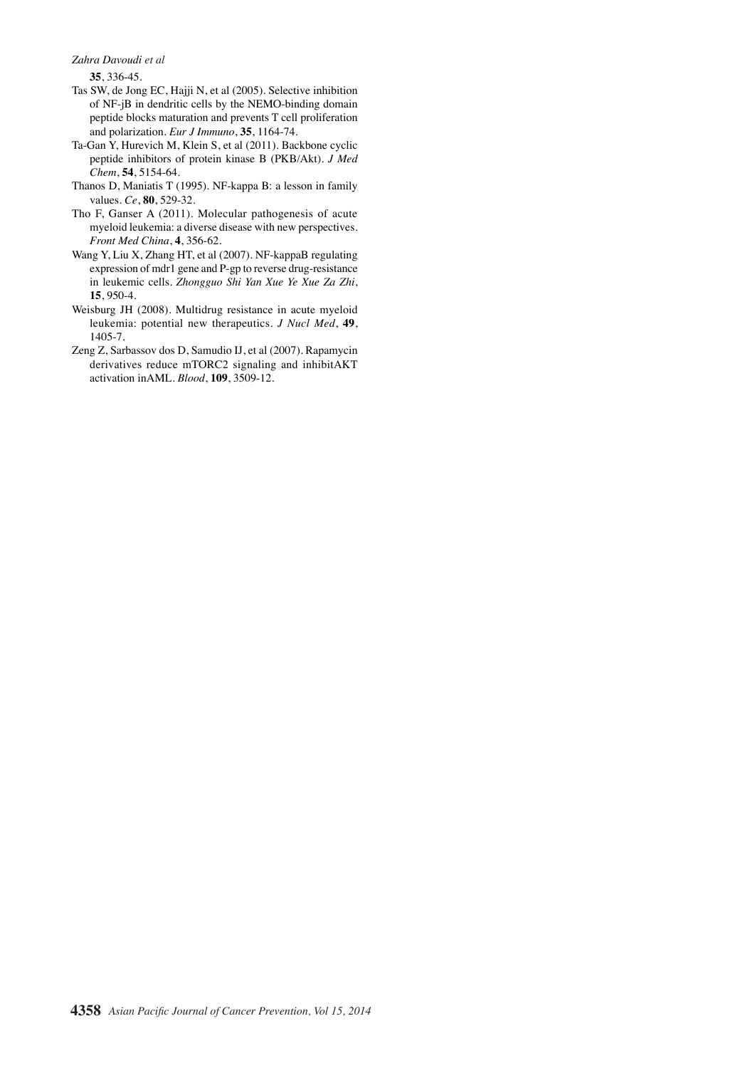35, 336-45.

Tas SW, de Jong EC, Hajji N, et al (2005). Selective inhibition of NF-jB in dendritic cells by the NEMO-binding domain peptide blocks maturation and prevents T cell proliferation and polarization. *Eur J Immuno*, **35**, 1164-74.

Ta-Gan Y, Hurevich M, Klein S, et al (2011). Backbone cyclic peptide inhibitors of protein kinase B (PKB/Akt). *J Med Chem*, **54**, 5154-64.

Thanos D, Maniatis T (1995). NF-kappa B: a lesson in family values. *Ce*, **80**, 529-32.

Tho F, Ganser A (2011). Molecular pathogenesis of acute myeloid leukemia: a diverse disease with new perspectives. *Front Med China*, **4**, 356-62.

Wang Y, Liu X, Zhang HT, et al (2007). NF-kappaB regulating expression of mdr1 gene and P-gp to reverse drug-resistance in leukemic cells. *Zhongguo Shi Yan Xue Ye Xue Za Zhi*, **15**, 950-4.

Weisburg JH (2008). Multidrug resistance in acute myeloid leukemia: potential new therapeutics. *J Nucl Med*, **49**, 1405-7.

Zeng Z, Sarbassov dos D, Samudio IJ, et al (2007). Rapamycin derivatives reduce mTORC2 signaling and inhibitAKT activation inAML. *Blood*, **109**, 3509-12.